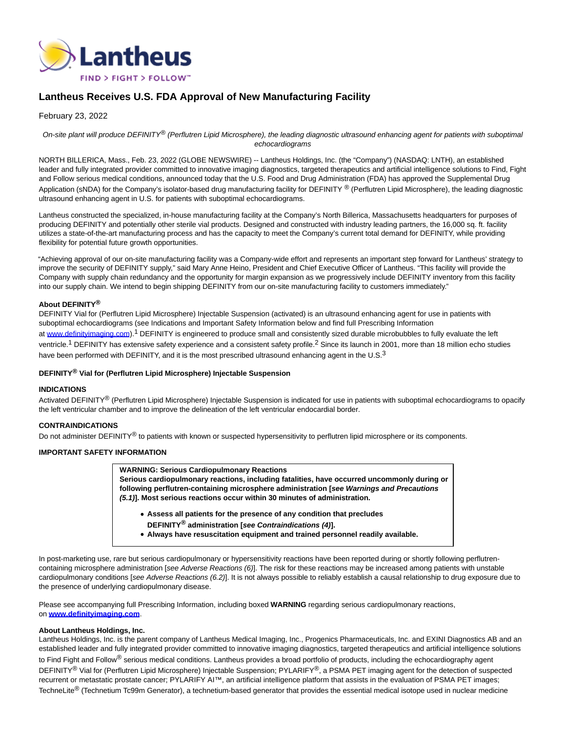# Lantheus Receives U.S. FDA Approval of New Manufacturing Facility

February 23, 2022

*On-site plant will produce DEFINITY® (Perflutren Lipid Microsphere), the leading diagnostic ultrasound enhancing agent for patients with suboptimal echocardiograms*

NORTH BILLERICA, Mass., Feb. 23, 2022 (GLOBE NEWSWIRE) -- Lantheus Holdings, Inc. (the "Company") (NASDAQ: LNTH), an established leader and fully integrated provider committed to innovative imaging diagnostics, targeted therapeutics and artificial intelligence solutions to Find, Fight and Follow serious medical conditions, announced today that the U.S. Food and Drug Administration (FDA) has approved the Supplemental Drug Application (sNDA) for the Company's isolator-based drug manufacturing facility for DEFINITY ® (Perflutren Lipid Microsphere), the leading diagnostic ultrasound enhancing agent in U.S. for patients with suboptimal echocardiograms.

Lantheus constructed the specialized, in-house manufacturing facility at the Company's North Billerica, Massachusetts headquarters for purposes of producing DEFINITY and potentially other sterile vial products. Designed and constructed with industry leading partners, the 16,000 sq. ft. facility utilizes a state-of-the-art manufacturing process and has the capacity to meet the Company's current total demand for DEFINITY, while providing flexibility for potential future growth opportunities.

"Achieving approval of our on-site manufacturing facility was a Company-wide effort and represents an important step forward for Lantheus' strategy to improve the security of DEFINITY supply," said Mary Anne Heino, President and Chief Executive Officer of Lantheus. "This facility will provide the Company with supply chain redundancy and the opportunity for margin expansion as we progressively include DEFINITY inventory from this facility into our supply chain. We intend to begin shipping DEFINITY from our on-site manufacturing facility to customers immediately."

**About DEFINITY®**

DEFINITY Vial for (Perflutren Lipid Microsphere) Injectable Suspension (activated) is an ultrasound enhancing agent for use in patients with suboptimal echocardiograms (see Indications and Important Safety Information below and find full Prescribing Information at www.definityimaging.com).[1] DEFINITY is engineered to produce small and consistently sized durable microbubbles to fully evaluate the left ventricle.[1] DEFINITY has extensive safety experience and a consistent safety profile.[2] Since its launch in 2001, more than 18 million echo studies have been performed with DEFINITY, and it is the most prescribed ultrasound enhancing agent in the U.S.[3]

**DEFINITY® Vial for (Perflutren Lipid Microsphere) Injectable Suspension**

**INDICATIONS**

Activated DEFINITY® (Perflutren Lipid Microsphere) Injectable Suspension is indicated for use in patients with suboptimal echocardiograms to opacify the left ventricular chamber and to improve the delineation of the left ventricular endocardial border.

**CONTRAINDICATIONS**

Do not administer DEFINITY® to patients with known or suspected hypersensitivity to perflutren lipid microsphere or its components.

**IMPORTANT SAFETY INFORMATION**

**WARNING: Serious Cardiopulmonary Reactions**
**Serious cardiopulmonary reactions, including fatalities, have occurred uncommonly during or following perflutren-containing microsphere administration [*see Warnings and Precautions (5.1)*]. Most serious reactions occur within 30 minutes of administration.**

- **Assess all patients for the presence of any condition that precludes DEFINITY® administration [*see Contraindications (4)*].**
- **Always have resuscitation equipment and trained personnel readily available.**

In post-marketing use, rare but serious cardiopulmonary or hypersensitivity reactions have been reported during or shortly following perflutren-containing microsphere administration [*see Adverse Reactions (6)*]. The risk for these reactions may be increased among patients with unstable cardiopulmonary conditions [*see Adverse Reactions (6.2)*]. It is not always possible to reliably establish a causal relationship to drug exposure due to the presence of underlying cardiopulmonary disease.

Please see accompanying full Prescribing Information, including boxed **WARNING** regarding serious cardiopulmonary reactions, on **www.definityimaging.com**.

**About Lantheus Holdings, Inc.**

Lantheus Holdings, Inc. is the parent company of Lantheus Medical Imaging, Inc., Progenics Pharmaceuticals, Inc. and EXINI Diagnostics AB and an established leader and fully integrated provider committed to innovative imaging diagnostics, targeted therapeutics and artificial intelligence solutions to Find Fight and Follow® serious medical conditions. Lantheus provides a broad portfolio of products, including the echocardiography agent DEFINITY® Vial for (Perflutren Lipid Microsphere) Injectable Suspension; PYLARIFY®, a PSMA PET imaging agent for the detection of suspected recurrent or metastatic prostate cancer; PYLARIFY AI™, an artificial intelligence platform that assists in the evaluation of PSMA PET images; TechneLite® (Technetium Tc99m Generator), a technetium-based generator that provides the essential medical isotope used in nuclear medicine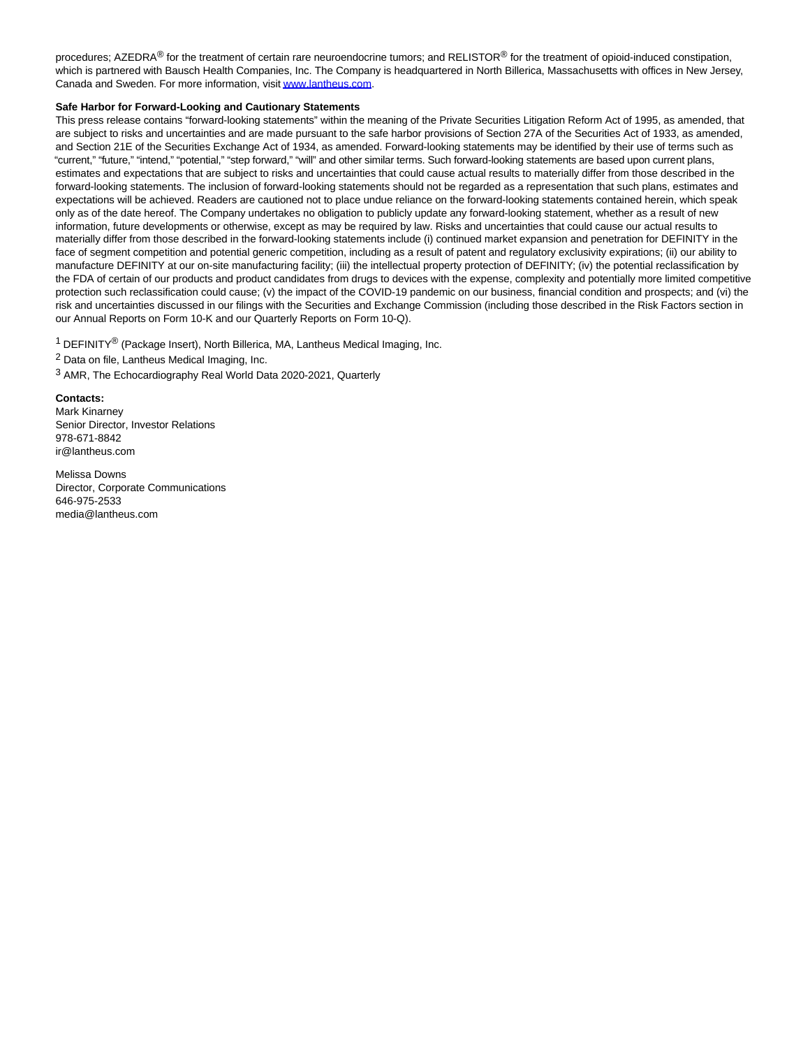procedures; AZEDRA® for the treatment of certain rare neuroendocrine tumors; and RELISTOR® for the treatment of opioid-induced constipation, which is partnered with Bausch Health Companies, Inc. The Company is headquartered in North Billerica, Massachusetts with offices in New Jersey, Canada and Sweden. For more information, visit [www.lantheus.com](http://www.lantheus.com).

**Safe Harbor for Forward-Looking and Cautionary Statements**

This press release contains “forward-looking statements” within the meaning of the Private Securities Litigation Reform Act of 1995, as amended, that are subject to risks and uncertainties and are made pursuant to the safe harbor provisions of Section 27A of the Securities Act of 1933, as amended, and Section 21E of the Securities Exchange Act of 1934, as amended. Forward-looking statements may be identified by their use of terms such as “current,” “future,” “intend,” “potential,” “step forward,” “will” and other similar terms. Such forward-looking statements are based upon current plans, estimates and expectations that are subject to risks and uncertainties that could cause actual results to materially differ from those described in the forward-looking statements. The inclusion of forward-looking statements should not be regarded as a representation that such plans, estimates and expectations will be achieved. Readers are cautioned not to place undue reliance on the forward-looking statements contained herein, which speak only as of the date hereof. The Company undertakes no obligation to publicly update any forward-looking statement, whether as a result of new information, future developments or otherwise, except as may be required by law. Risks and uncertainties that could cause our actual results to materially differ from those described in the forward-looking statements include (i) continued market expansion and penetration for DEFINITY in the face of segment competition and potential generic competition, including as a result of patent and regulatory exclusivity expirations; (ii) our ability to manufacture DEFINITY at our on-site manufacturing facility; (iii) the intellectual property protection of DEFINITY; (iv) the potential reclassification by the FDA of certain of our products and product candidates from drugs to devices with the expense, complexity and potentially more limited competitive protection such reclassification could cause; (v) the impact of the COVID-19 pandemic on our business, financial condition and prospects; and (vi) the risk and uncertainties discussed in our filings with the Securities and Exchange Commission (including those described in the Risk Factors section in our Annual Reports on Form 10-K and our Quarterly Reports on Form 10-Q).

[1] DEFINITY® (Package Insert), North Billerica, MA, Lantheus Medical Imaging, Inc.

[2] Data on file, Lantheus Medical Imaging, Inc.

[3] AMR, The Echocardiography Real World Data 2020-2021, Quarterly

**Contacts:**

Mark Kinarney
Senior Director, Investor Relations
978-671-8842
ir@lantheus.com

Melissa Downs
Director, Corporate Communications
646-975-2533
media@lantheus.com